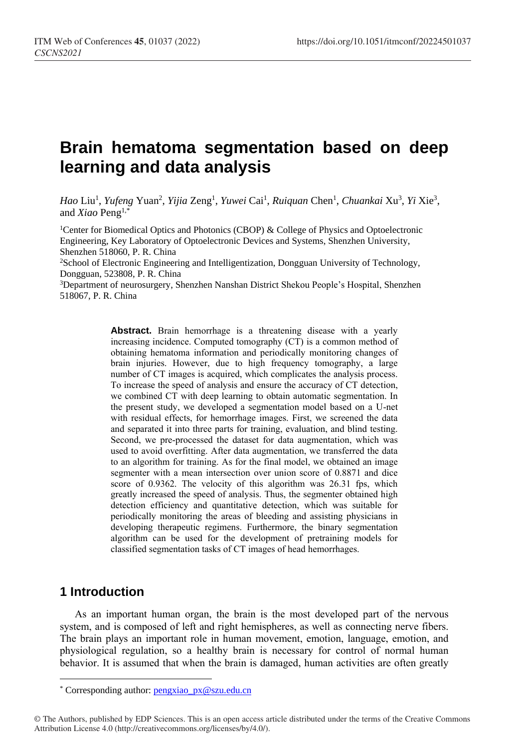# Brain hematoma segmentation based on deep learning and data analysis

*Hao* Liu[1], *Yufeng* Yuan[2], *Yijia* Zeng[1], *Yuwei* Cai[1], *Ruiquan* Chen[1], *Chuankai* Xu[3], *Yi* Xie[3], and *Xiao* Peng[1,*]

[1]Center for Biomedical Optics and Photonics (CBOP) & College of Physics and Optoelectronic Engineering, Key Laboratory of Optoelectronic Devices and Systems, Shenzhen University, Shenzhen 518060, P. R. China

[2]School of Electronic Engineering and Intelligentization, Dongguan University of Technology, Dongguan, 523808, P. R. China

[3]Department of neurosurgery, Shenzhen Nanshan District Shekou People's Hospital, Shenzhen 518067, P. R. China

**Abstract.** Brain hemorrhage is a threatening disease with a yearly increasing incidence. Computed tomography (CT) is a common method of obtaining hematoma information and periodically monitoring changes of brain injuries. However, due to high frequency tomography, a large number of CT images is acquired, which complicates the analysis process. To increase the speed of analysis and ensure the accuracy of CT detection, we combined CT with deep learning to obtain automatic segmentation. In the present study, we developed a segmentation model based on a U-net with residual effects, for hemorrhage images. First, we screened the data and separated it into three parts for training, evaluation, and blind testing. Second, we pre-processed the dataset for data augmentation, which was used to avoid overfitting. After data augmentation, we transferred the data to an algorithm for training. As for the final model, we obtained an image segmenter with a mean intersection over union score of 0.8871 and dice score of 0.9362. The velocity of this algorithm was 26.31 fps, which greatly increased the speed of analysis. Thus, the segmenter obtained high detection efficiency and quantitative detection, which was suitable for periodically monitoring the areas of bleeding and assisting physicians in developing therapeutic regimens. Furthermore, the binary segmentation algorithm can be used for the development of pretraining models for classified segmentation tasks of CT images of head hemorrhages.

## 1 Introduction

As an important human organ, the brain is the most developed part of the nervous system, and is composed of left and right hemispheres, as well as connecting nerve fibers. The brain plays an important role in human movement, emotion, language, emotion, and physiological regulation, so a healthy brain is necessary for control of normal human behavior. It is assumed that when the brain is damaged, human activities are often greatly

[*] Corresponding author: pengxiao_px@szu.edu.cn

© The Authors, published by EDP Sciences. This is an open access article distributed under the terms of the Creative Commons Attribution License 4.0 (http://creativecommons.org/licenses/by/4.0/).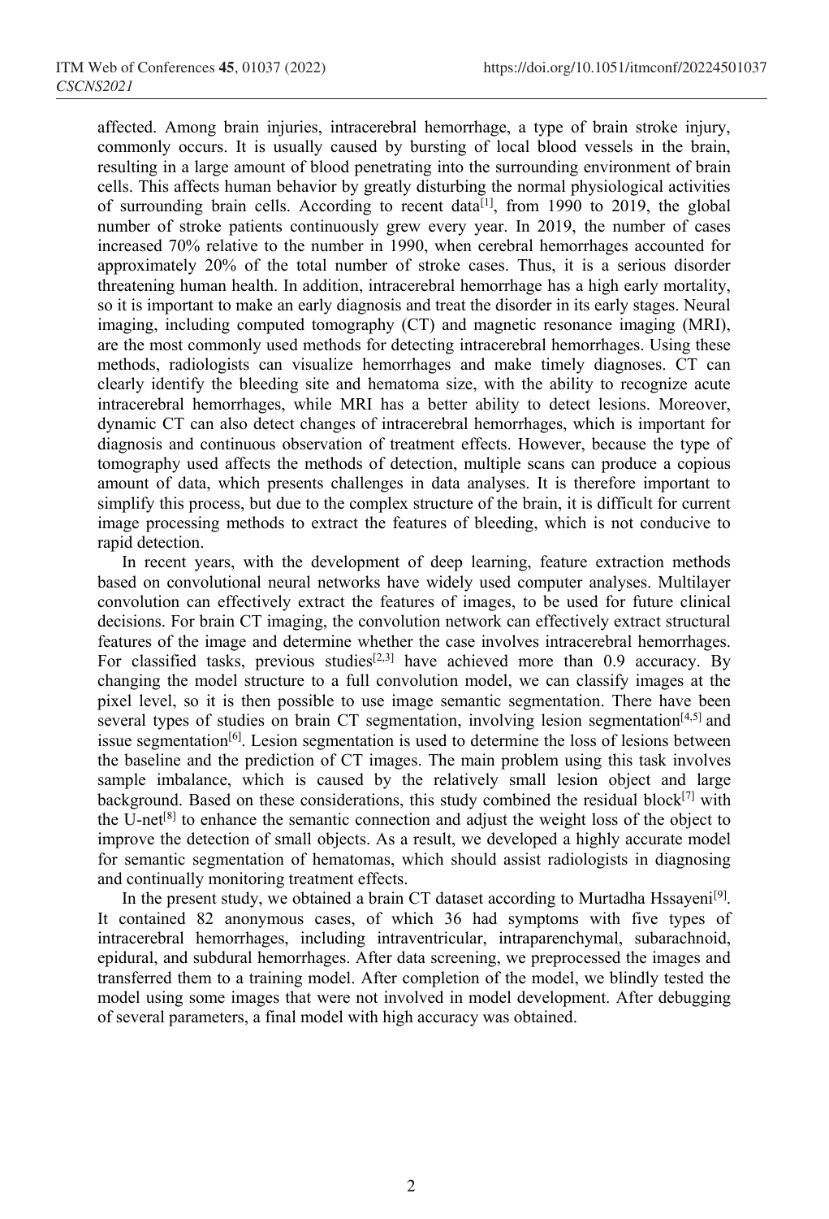affected. Among brain injuries, intracerebral hemorrhage, a type of brain stroke injury, commonly occurs. It is usually caused by bursting of local blood vessels in the brain, resulting in a large amount of blood penetrating into the surrounding environment of brain cells. This affects human behavior by greatly disturbing the normal physiological activities of surrounding brain cells. According to recent data[1], from 1990 to 2019, the global number of stroke patients continuously grew every year. In 2019, the number of cases increased 70% relative to the number in 1990, when cerebral hemorrhages accounted for approximately 20% of the total number of stroke cases. Thus, it is a serious disorder threatening human health. In addition, intracerebral hemorrhage has a high early mortality, so it is important to make an early diagnosis and treat the disorder in its early stages. Neural imaging, including computed tomography (CT) and magnetic resonance imaging (MRI), are the most commonly used methods for detecting intracerebral hemorrhages. Using these methods, radiologists can visualize hemorrhages and make timely diagnoses. CT can clearly identify the bleeding site and hematoma size, with the ability to recognize acute intracerebral hemorrhages, while MRI has a better ability to detect lesions. Moreover, dynamic CT can also detect changes of intracerebral hemorrhages, which is important for diagnosis and continuous observation of treatment effects. However, because the type of tomography used affects the methods of detection, multiple scans can produce a copious amount of data, which presents challenges in data analyses. It is therefore important to simplify this process, but due to the complex structure of the brain, it is difficult for current image processing methods to extract the features of bleeding, which is not conducive to rapid detection.

In recent years, with the development of deep learning, feature extraction methods based on convolutional neural networks have widely used computer analyses. Multilayer convolution can effectively extract the features of images, to be used for future clinical decisions. For brain CT imaging, the convolution network can effectively extract structural features of the image and determine whether the case involves intracerebral hemorrhages. For classified tasks, previous studies[2,3] have achieved more than 0.9 accuracy. By changing the model structure to a full convolution model, we can classify images at the pixel level, so it is then possible to use image semantic segmentation. There have been several types of studies on brain CT segmentation, involving lesion segmentation[4,5] and issue segmentation[6]. Lesion segmentation is used to determine the loss of lesions between the baseline and the prediction of CT images. The main problem using this task involves sample imbalance, which is caused by the relatively small lesion object and large background. Based on these considerations, this study combined the residual block[7] with the U-net[8] to enhance the semantic connection and adjust the weight loss of the object to improve the detection of small objects. As a result, we developed a highly accurate model for semantic segmentation of hematomas, which should assist radiologists in diagnosing and continually monitoring treatment effects.

In the present study, we obtained a brain CT dataset according to Murtadha Hssayeni[9]. It contained 82 anonymous cases, of which 36 had symptoms with five types of intracerebral hemorrhages, including intraventricular, intraparenchymal, subarachnoid, epidural, and subdural hemorrhages. After data screening, we preprocessed the images and transferred them to a training model. After completion of the model, we blindly tested the model using some images that were not involved in model development. After debugging of several parameters, a final model with high accuracy was obtained.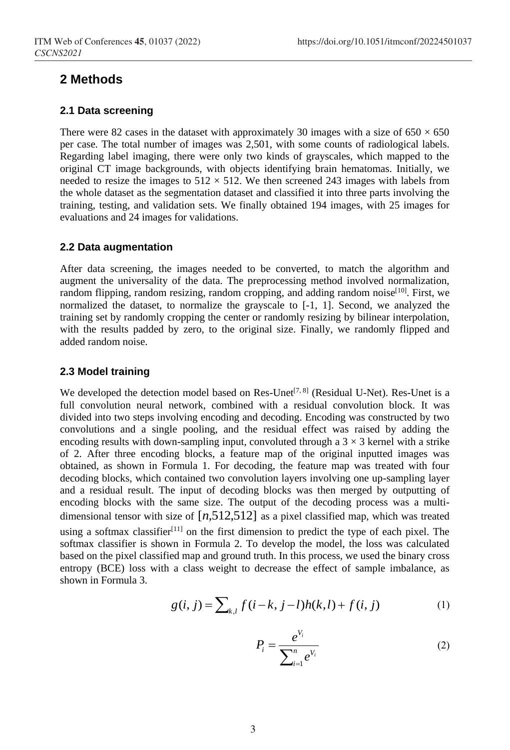## 2 Methods

### 2.1 Data screening

There were 82 cases in the dataset with approximately 30 images with a size of 650 × 650 per case. The total number of images was 2,501, with some counts of radiological labels. Regarding label imaging, there were only two kinds of grayscales, which mapped to the original CT image backgrounds, with objects identifying brain hematomas. Initially, we needed to resize the images to 512 × 512. We then screened 243 images with labels from the whole dataset as the segmentation dataset and classified it into three parts involving the training, testing, and validation sets. We finally obtained 194 images, with 25 images for evaluations and 24 images for validations.

### 2.2 Data augmentation

After data screening, the images needed to be converted, to match the algorithm and augment the universality of the data. The preprocessing method involved normalization, random flipping, random resizing, random cropping, and adding random noise[10]. First, we normalized the dataset, to normalize the grayscale to [-1, 1]. Second, we analyzed the training set by randomly cropping the center or randomly resizing by bilinear interpolation, with the results padded by zero, to the original size. Finally, we randomly flipped and added random noise.

### 2.3 Model training

We developed the detection model based on Res-Unet[7, 8] (Residual U-Net). Res-Unet is a full convolution neural network, combined with a residual convolution block. It was divided into two steps involving encoding and decoding. Encoding was constructed by two convolutions and a single pooling, and the residual effect was raised by adding the encoding results with down-sampling input, convoluted through a 3 × 3 kernel with a strike of 2. After three encoding blocks, a feature map of the original inputted images was obtained, as shown in Formula 1. For decoding, the feature map was treated with four decoding blocks, which contained two convolution layers involving one up-sampling layer and a residual result. The input of decoding blocks was then merged by outputting of encoding blocks with the same size. The output of the decoding process was a multi-dimensional tensor with size of $[n,512,512]$ as a pixel classified map, which was treated using a softmax classifier[11] on the first dimension to predict the type of each pixel. The softmax classifier is shown in Formula 2. To develop the model, the loss was calculated based on the pixel classified map and ground truth. In this process, we used the binary cross entropy (BCE) loss with a class weight to decrease the effect of sample imbalance, as shown in Formula 3.

$$g(i,j) = \sum_{k,l} f(i-k, j-l)h(k,l) + f(i,j) \tag{1}$$

$$P_i = \frac{e^{V_i}}{\sum_{i=1}^{n} e^{V_i}} \tag{2}$$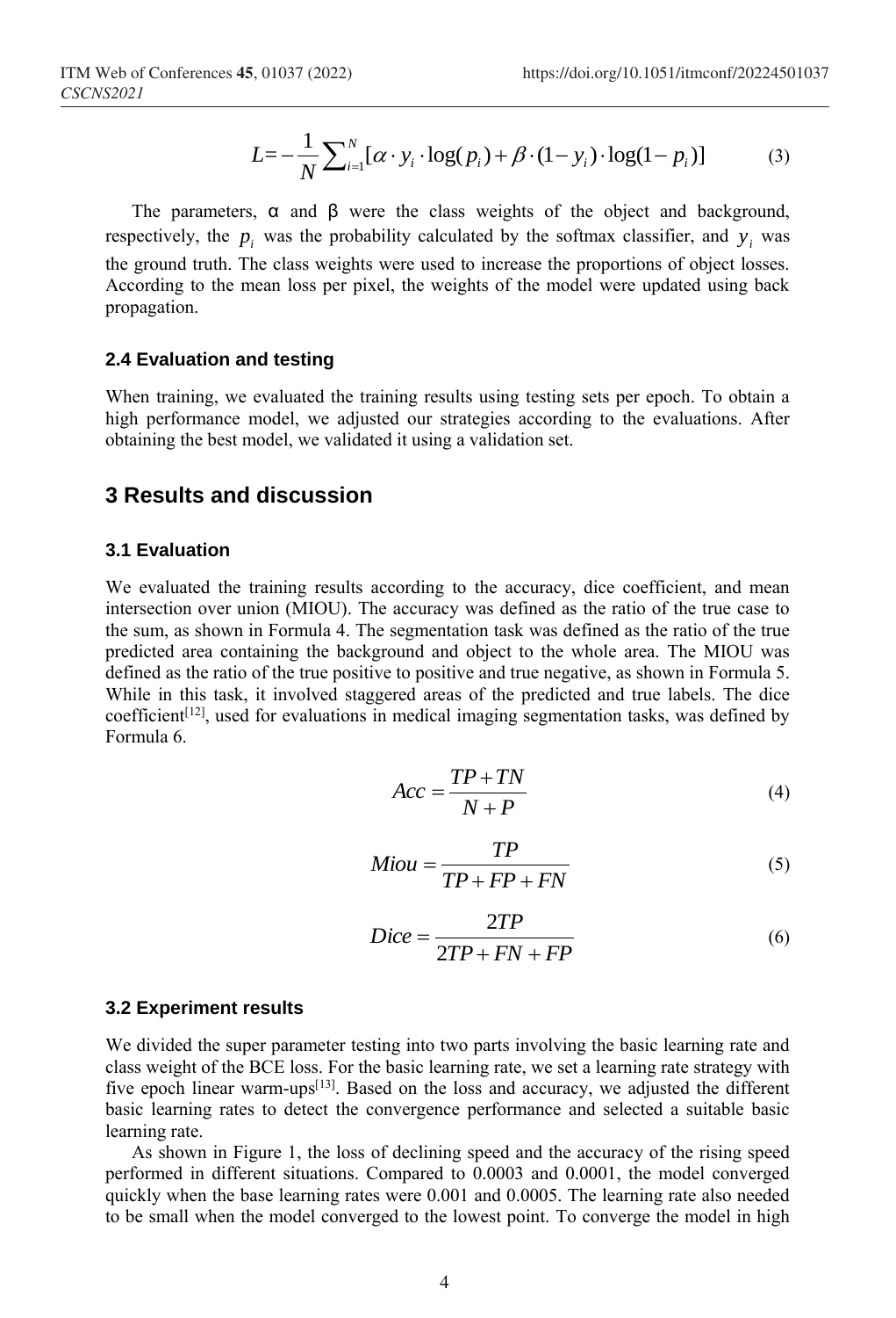$$L = -\frac{1}{N}\sum_{i=1}^{N}[\alpha \cdot y_i \cdot \log(p_i) + \beta \cdot (1-y_i) \cdot \log(1-p_i)] \tag{3}$$

The parameters, α and β were the class weights of the object and background, respectively, the $p_i$ was the probability calculated by the softmax classifier, and $y_i$ was the ground truth. The class weights were used to increase the proportions of object losses. According to the mean loss per pixel, the weights of the model were updated using back propagation.

### 2.4 Evaluation and testing

When training, we evaluated the training results using testing sets per epoch. To obtain a high performance model, we adjusted our strategies according to the evaluations. After obtaining the best model, we validated it using a validation set.

## 3 Results and discussion

### 3.1 Evaluation

We evaluated the training results according to the accuracy, dice coefficient, and mean intersection over union (MIOU). The accuracy was defined as the ratio of the true case to the sum, as shown in Formula 4. The segmentation task was defined as the ratio of the true predicted area containing the background and object to the whole area. The MIOU was defined as the ratio of the true positive to positive and true negative, as shown in Formula 5. While in this task, it involved staggered areas of the predicted and true labels. The dice coefficient[12], used for evaluations in medical imaging segmentation tasks, was defined by Formula 6.

$$Acc = \frac{TP + TN}{N + P} \tag{4}$$

$$Miou = \frac{TP}{TP + FP + FN} \tag{5}$$

$$Dice = \frac{2TP}{2TP + FN + FP} \tag{6}$$

### 3.2 Experiment results

We divided the super parameter testing into two parts involving the basic learning rate and class weight of the BCE loss. For the basic learning rate, we set a learning rate strategy with five epoch linear warm-ups[13]. Based on the loss and accuracy, we adjusted the different basic learning rates to detect the convergence performance and selected a suitable basic learning rate.

As shown in Figure 1, the loss of declining speed and the accuracy of the rising speed performed in different situations. Compared to 0.0003 and 0.0001, the model converged quickly when the base learning rates were 0.001 and 0.0005. The learning rate also needed to be small when the model converged to the lowest point. To converge the model in high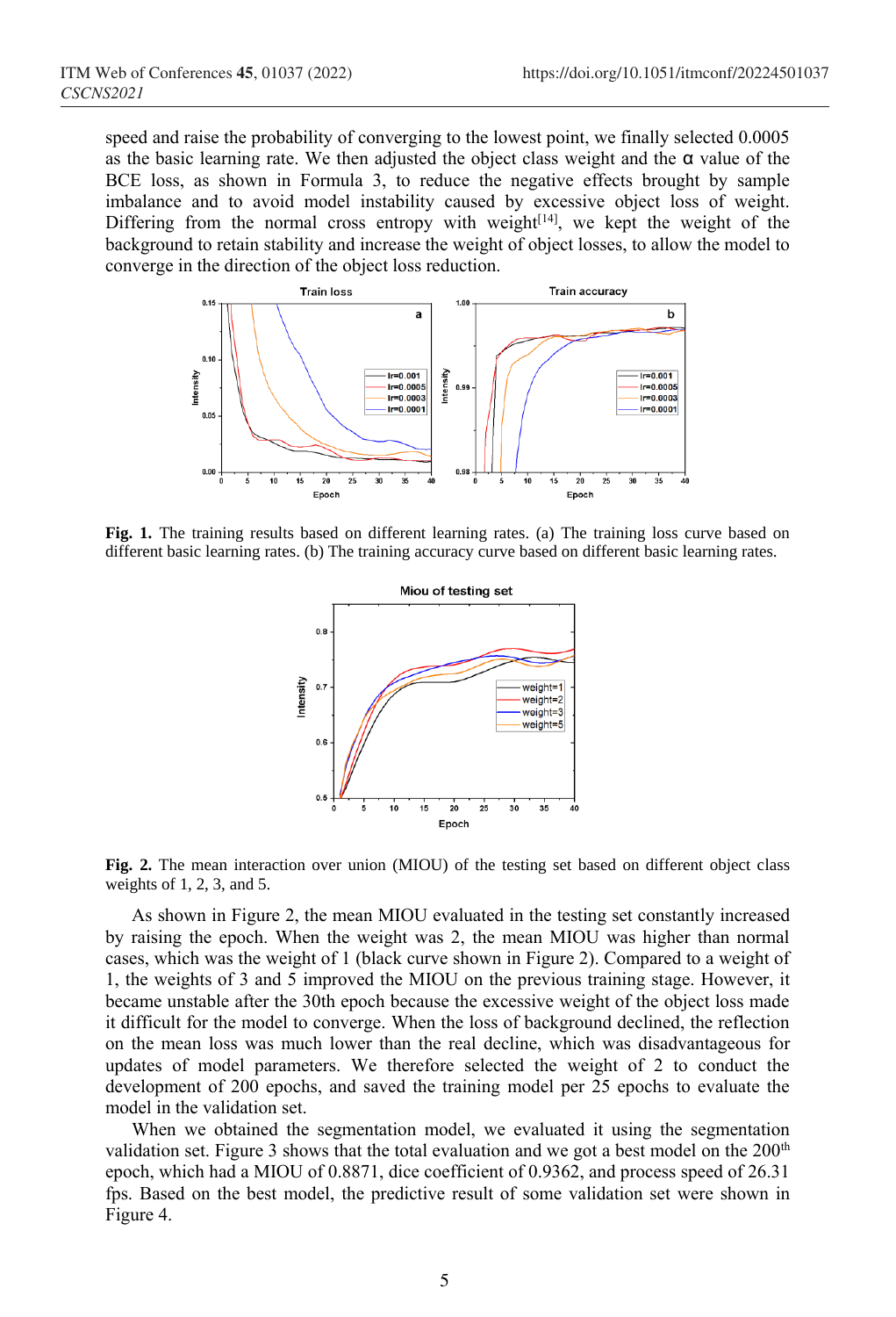speed and raise the probability of converging to the lowest point, we finally selected 0.0005 as the basic learning rate. We then adjusted the object class weight and the α value of the BCE loss, as shown in Formula 3, to reduce the negative effects brought by sample imbalance and to avoid model instability caused by excessive object loss of weight. Differing from the normal cross entropy with weight[14], we kept the weight of the background to retain stability and increase the weight of object losses, to allow the model to converge in the direction of the object loss reduction.

**Fig. 1.** The training results based on different learning rates. (a) The training loss curve based on different basic learning rates. (b) The training accuracy curve based on different basic learning rates.

**Fig. 2.** The mean interaction over union (MIOU) of the testing set based on different object class weights of 1, 2, 3, and 5.

As shown in Figure 2, the mean MIOU evaluated in the testing set constantly increased by raising the epoch. When the weight was 2, the mean MIOU was higher than normal cases, which was the weight of 1 (black curve shown in Figure 2). Compared to a weight of 1, the weights of 3 and 5 improved the MIOU on the previous training stage. However, it became unstable after the 30th epoch because the excessive weight of the object loss made it difficult for the model to converge. When the loss of background declined, the reflection on the mean loss was much lower than the real decline, which was disadvantageous for updates of model parameters. We therefore selected the weight of 2 to conduct the development of 200 epochs, and saved the training model per 25 epochs to evaluate the model in the validation set.

When we obtained the segmentation model, we evaluated it using the segmentation validation set. Figure 3 shows that the total evaluation and we got a best model on the 200th epoch, which had a MIOU of 0.8871, dice coefficient of 0.9362, and process speed of 26.31 fps. Based on the best model, the predictive result of some validation set were shown in Figure 4.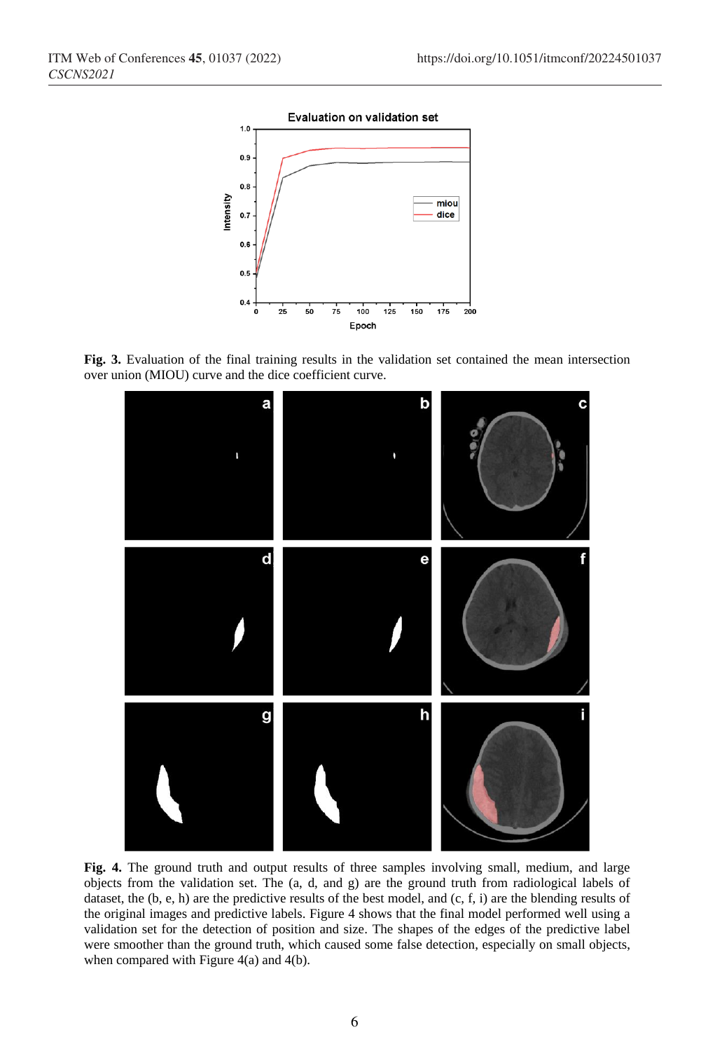**Fig. 3.** Evaluation of the final training results in the validation set contained the mean intersection over union (MIOU) curve and the dice coefficient curve.

**Fig. 4.** The ground truth and output results of three samples involving small, medium, and large objects from the validation set. The (a, d, and g) are the ground truth from radiological labels of dataset, the (b, e, h) are the predictive results of the best model, and (c, f, i) are the blending results of the original images and predictive labels. Figure 4 shows that the final model performed well using a validation set for the detection of position and size. The shapes of the edges of the predictive label were smoother than the ground truth, which caused some false detection, especially on small objects, when compared with Figure 4(a) and 4(b).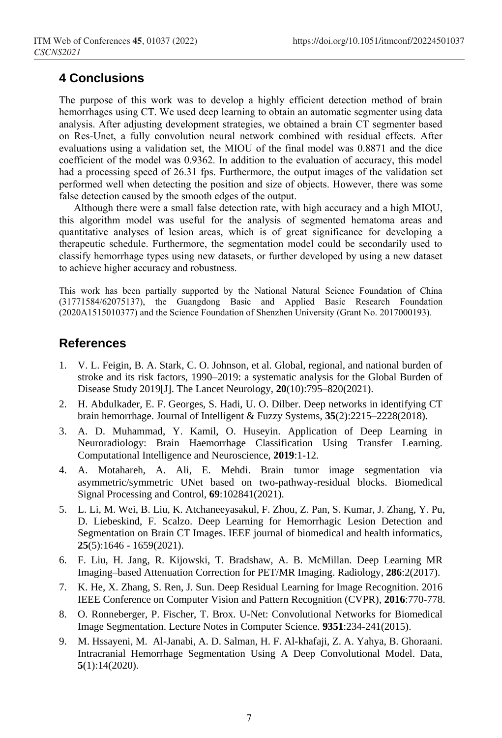## 4 Conclusions

The purpose of this work was to develop a highly efficient detection method of brain hemorrhages using CT. We used deep learning to obtain an automatic segmenter using data analysis. After adjusting development strategies, we obtained a brain CT segmenter based on Res-Unet, a fully convolution neural network combined with residual effects. After evaluations using a validation set, the MIOU of the final model was 0.8871 and the dice coefficient of the model was 0.9362. In addition to the evaluation of accuracy, this model had a processing speed of 26.31 fps. Furthermore, the output images of the validation set performed well when detecting the position and size of objects. However, there was some false detection caused by the smooth edges of the output.

Although there were a small false detection rate, with high accuracy and a high MIOU, this algorithm model was useful for the analysis of segmented hematoma areas and quantitative analyses of lesion areas, which is of great significance for developing a therapeutic schedule. Furthermore, the segmentation model could be secondarily used to classify hemorrhage types using new datasets, or further developed by using a new dataset to achieve higher accuracy and robustness.

This work has been partially supported by the National Natural Science Foundation of China (31771584/62075137), the Guangdong Basic and Applied Basic Research Foundation (2020A1515010377) and the Science Foundation of Shenzhen University (Grant No. 2017000193).

## References

1. V. L. Feigin, B. A. Stark, C. O. Johnson, et al. Global, regional, and national burden of stroke and its risk factors, 1990–2019: a systematic analysis for the Global Burden of Disease Study 2019[J]. The Lancet Neurology, **20**(10):795–820(2021).
2. H. Abdulkader, E. F. Georges, S. Hadi, U. O. Dilber. Deep networks in identifying CT brain hemorrhage. Journal of Intelligent & Fuzzy Systems, **35**(2):2215–2228(2018).
3. A. D. Muhammad, Y. Kamil, O. Huseyin. Application of Deep Learning in Neuroradiology: Brain Haemorrhage Classification Using Transfer Learning. Computational Intelligence and Neuroscience, **2019**:1-12.
4. A. Motahareh, A. Ali, E. Mehdi. Brain tumor image segmentation via asymmetric/symmetric UNet based on two-pathway-residual blocks. Biomedical Signal Processing and Control, **69**:102841(2021).
5. L. Li, M. Wei, B. Liu, K. Atchaneeyasakul, F. Zhou, Z. Pan, S. Kumar, J. Zhang, Y. Pu, D. Liebeskind, F. Scalzo. Deep Learning for Hemorrhagic Lesion Detection and Segmentation on Brain CT Images. IEEE journal of biomedical and health informatics, **25**(5):1646 - 1659(2021).
6. F. Liu, H. Jang, R. Kijowski, T. Bradshaw, A. B. McMillan. Deep Learning MR Imaging–based Attenuation Correction for PET/MR Imaging. Radiology, **286**:2(2017).
7. K. He, X. Zhang, S. Ren, J. Sun. Deep Residual Learning for Image Recognition. 2016 IEEE Conference on Computer Vision and Pattern Recognition (CVPR), **2016**:770-778.
8. O. Ronneberger, P. Fischer, T. Brox. U-Net: Convolutional Networks for Biomedical Image Segmentation. Lecture Notes in Computer Science. **9351**:234-241(2015).
9. M. Hssayeni, M. Al-Janabi, A. D. Salman, H. F. Al-khafaji, Z. A. Yahya, B. Ghoraani. Intracranial Hemorrhage Segmentation Using A Deep Convolutional Model. Data, **5**(1):14(2020).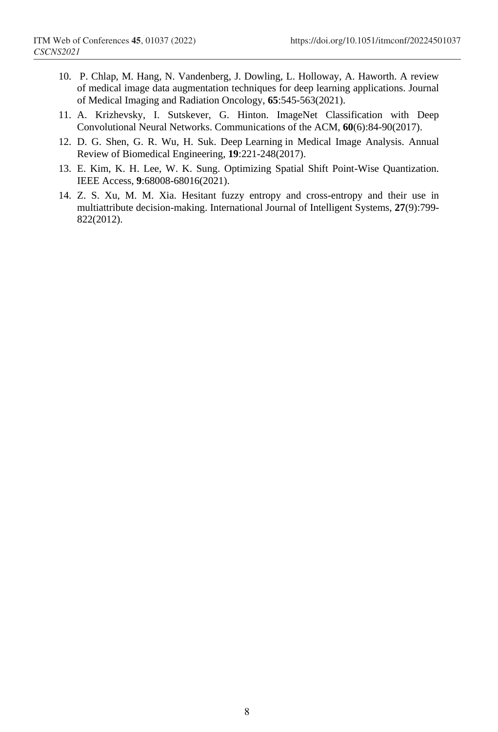10. P. Chlap, M. Hang, N. Vandenberg, J. Dowling, L. Holloway, A. Haworth. A review of medical image data augmentation techniques for deep learning applications. Journal of Medical Imaging and Radiation Oncology, **65**:545-563(2021).
11. A. Krizhevsky, I. Sutskever, G. Hinton. ImageNet Classification with Deep Convolutional Neural Networks. Communications of the ACM, **60**(6):84-90(2017).
12. D. G. Shen, G. R. Wu, H. Suk. Deep Learning in Medical Image Analysis. Annual Review of Biomedical Engineering, **19**:221-248(2017).
13. E. Kim, K. H. Lee, W. K. Sung. Optimizing Spatial Shift Point-Wise Quantization. IEEE Access, **9**:68008-68016(2021).
14. Z. S. Xu, M. M. Xia. Hesitant fuzzy entropy and cross-entropy and their use in multiattribute decision-making. International Journal of Intelligent Systems, **27**(9):799-822(2012).